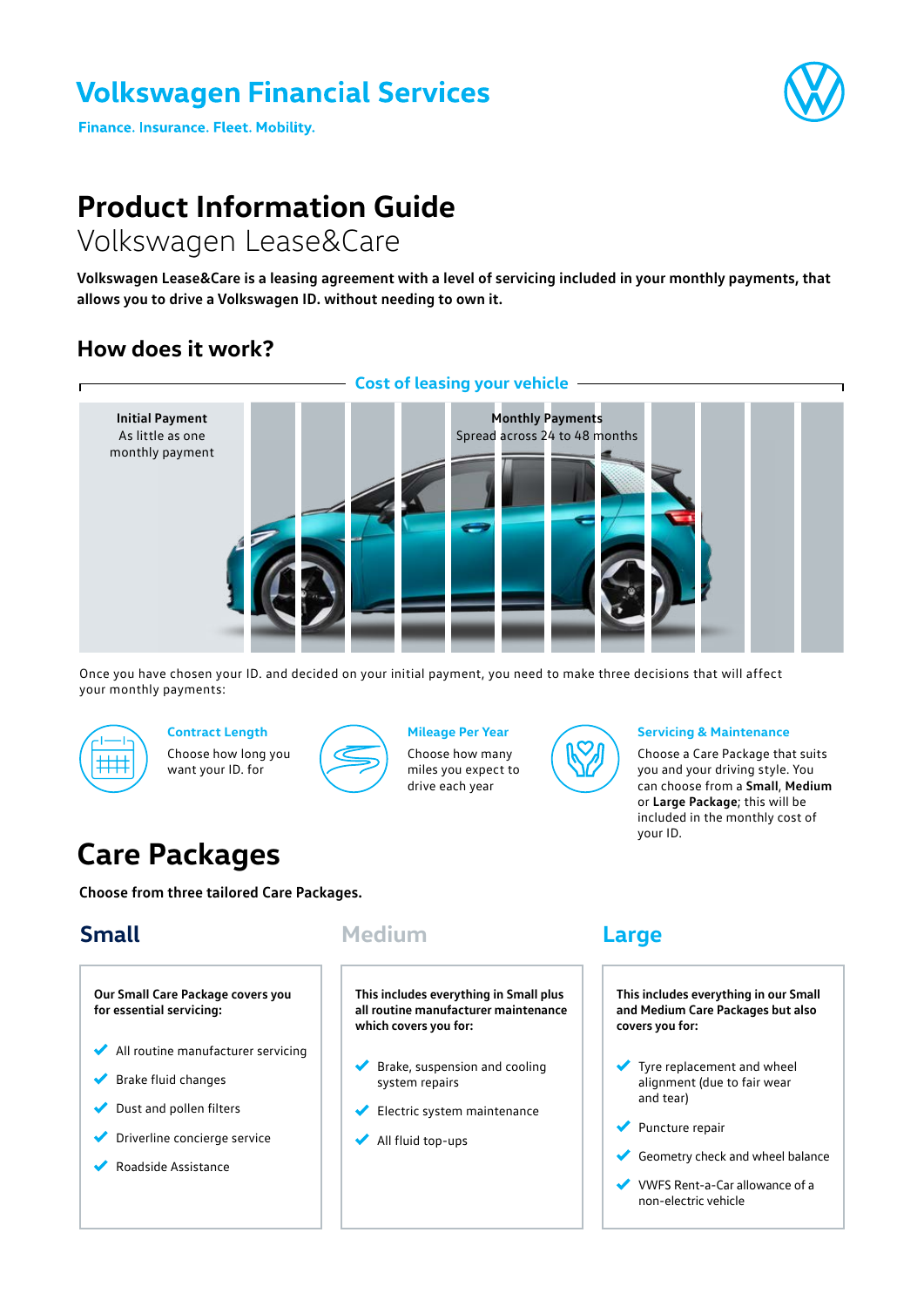# Volkswagen Financial Services

**Finance. Insurance. Fleet. Mobility.**

# Product Information Guide

## Volkswagen Lease&Care

**Volkswagen Lease&Care is a leasing agreement with a level of servicing included in your monthly payments, that allows you to drive a Volkswagen ID. without needing to own it.**

## How does it work?

**Cost of leasing your vehicle**

**Initial Payment**
As little as one monthly payment

**Monthly Payments**
Spread across 24 to 48 months

Once you have chosen your ID. and decided on your initial payment, you need to make three decisions that will affect your monthly payments:

**Contract Length**
Choose how long you want your ID. for

**Mileage Per Year**
Choose how many miles you expect to drive each year

**Servicing & Maintenance**
Choose a Care Package that suits you and your driving style. You can choose from a **Small**, **Medium** or **Large Package**; this will be included in the monthly cost of your ID.

## Care Packages

**Choose from three tailored Care Packages.**

### Small

**Our Small Care Package covers you for essential servicing:**

- All routine manufacturer servicing
- Brake fluid changes
- Dust and pollen filters
- Driverline concierge service
- Roadside Assistance

### Medium

**This includes everything in Small plus all routine manufacturer maintenance which covers you for:**

- Brake, suspension and cooling system repairs
- Electric system maintenance
- All fluid top-ups

### Large

**This includes everything in our Small and Medium Care Packages but also covers you for:**

- Tyre replacement and wheel alignment (due to fair wear and tear)
- Puncture repair
- Geometry check and wheel balance
- VWFS Rent-a-Car allowance of a non-electric vehicle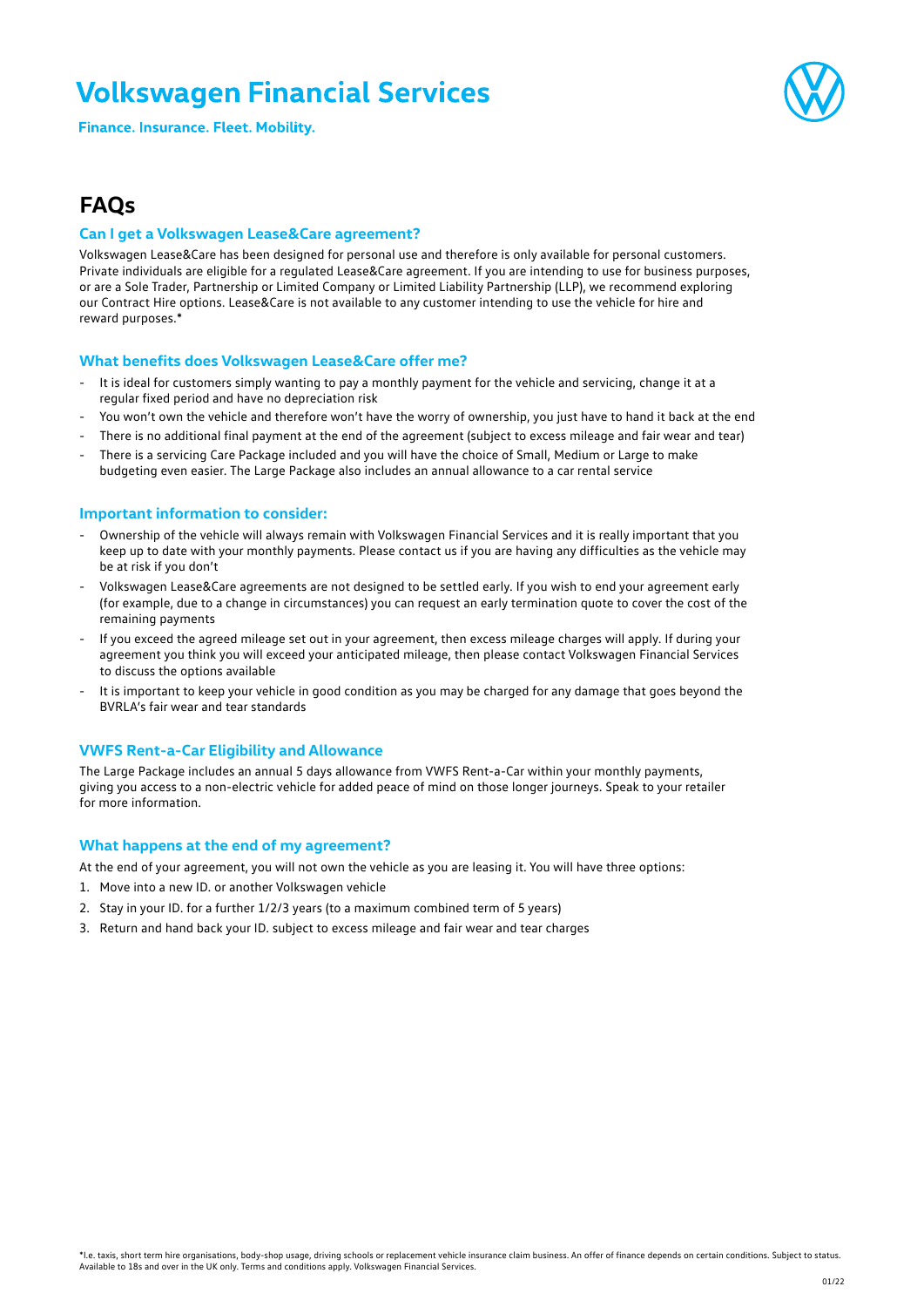# Volkswagen Financial Services

**Finance. Insurance. Fleet. Mobility.**

## FAQs

### Can I get a Volkswagen Lease&Care agreement?

Volkswagen Lease&Care has been designed for personal use and therefore is only available for personal customers. Private individuals are eligible for a regulated Lease&Care agreement. If you are intending to use for business purposes, or are a Sole Trader, Partnership or Limited Company or Limited Liability Partnership (LLP), we recommend exploring our Contract Hire options. Lease&Care is not available to any customer intending to use the vehicle for hire and reward purposes.*

### What benefits does Volkswagen Lease&Care offer me?

- It is ideal for customers simply wanting to pay a monthly payment for the vehicle and servicing, change it at a regular fixed period and have no depreciation risk
- You won't own the vehicle and therefore won't have the worry of ownership, you just have to hand it back at the end
- There is no additional final payment at the end of the agreement (subject to excess mileage and fair wear and tear)
- There is a servicing Care Package included and you will have the choice of Small, Medium or Large to make budgeting even easier. The Large Package also includes an annual allowance to a car rental service

### Important information to consider:

- Ownership of the vehicle will always remain with Volkswagen Financial Services and it is really important that you keep up to date with your monthly payments. Please contact us if you are having any difficulties as the vehicle may be at risk if you don't
- Volkswagen Lease&Care agreements are not designed to be settled early. If you wish to end your agreement early (for example, due to a change in circumstances) you can request an early termination quote to cover the cost of the remaining payments
- If you exceed the agreed mileage set out in your agreement, then excess mileage charges will apply. If during your agreement you think you will exceed your anticipated mileage, then please contact Volkswagen Financial Services to discuss the options available
- It is important to keep your vehicle in good condition as you may be charged for any damage that goes beyond the BVRLA's fair wear and tear standards

### VWFS Rent-a-Car Eligibility and Allowance

The Large Package includes an annual 5 days allowance from VWFS Rent-a-Car within your monthly payments, giving you access to a non-electric vehicle for added peace of mind on those longer journeys. Speak to your retailer for more information.

### What happens at the end of my agreement?

At the end of your agreement, you will not own the vehicle as you are leasing it. You will have three options:

1. Move into a new ID. or another Volkswagen vehicle
2. Stay in your ID. for a further 1/2/3 years (to a maximum combined term of 5 years)
3. Return and hand back your ID. subject to excess mileage and fair wear and tear charges

*I.e. taxis, short term hire organisations, body-shop usage, driving schools or replacement vehicle insurance claim business. An offer of finance depends on certain conditions. Subject to status. Available to 18s and over in the UK only. Terms and conditions apply. Volkswagen Financial Services.

01/22